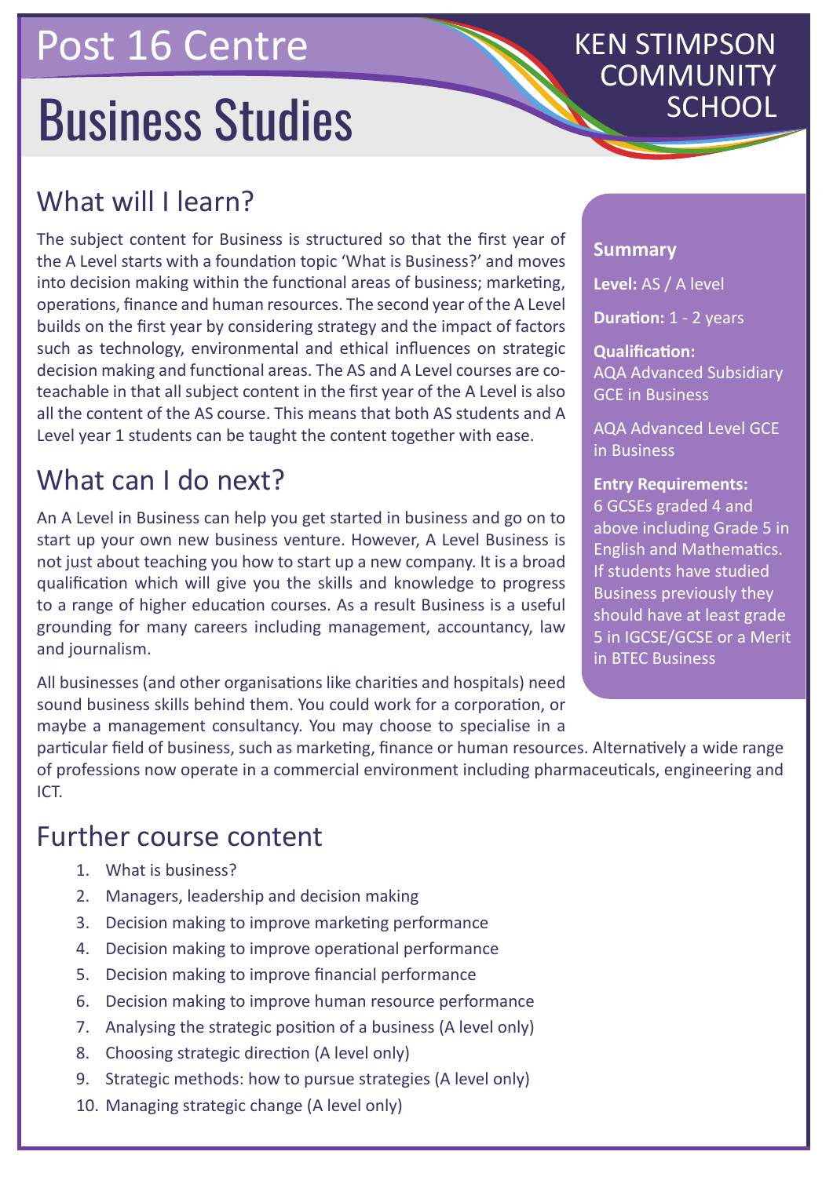# Post 16 Centre

# Business Studies

KEN STIMPSON COMMUNITY SCHOOL

## What will I learn?

The subject content for Business is structured so that the first year of the A Level starts with a foundation topic 'What is Business?' and moves into decision making within the functional areas of business; marketing, operations, finance and human resources. The second year of the A Level builds on the first year by considering strategy and the impact of factors such as technology, environmental and ethical influences on strategic decision making and functional areas. The AS and A Level courses are co-teachable in that all subject content in the first year of the A Level is also all the content of the AS course. This means that both AS students and A Level year 1 students can be taught the content together with ease.

## What can I do next?

An A Level in Business can help you get started in business and go on to start up your own new business venture. However, A Level Business is not just about teaching you how to start up a new company. It is a broad qualification which will give you the skills and knowledge to progress to a range of higher education courses. As a result Business is a useful grounding for many careers including management, accountancy, law and journalism.

All businesses (and other organisations like charities and hospitals) need sound business skills behind them. You could work for a corporation, or maybe a management consultancy. You may choose to specialise in a particular field of business, such as marketing, finance or human resources. Alternatively a wide range of professions now operate in a commercial environment including pharmaceuticals, engineering and ICT.

### Summary

**Level:** AS / A level

**Duration:** 1 - 2 years

**Qualification:**
AQA Advanced Subsidiary GCE in Business

AQA Advanced Level GCE in Business

**Entry Requirements:**
6 GCSEs graded 4 and above including Grade 5 in English and Mathematics. If students have studied Business previously they should have at least grade 5 in IGCSE/GCSE or a Merit in BTEC Business

## Further course content

1. What is business?
2. Managers, leadership and decision making
3. Decision making to improve marketing performance
4. Decision making to improve operational performance
5. Decision making to improve financial performance
6. Decision making to improve human resource performance
7. Analysing the strategic position of a business (A level only)
8. Choosing strategic direction (A level only)
9. Strategic methods: how to pursue strategies (A level only)
10. Managing strategic change (A level only)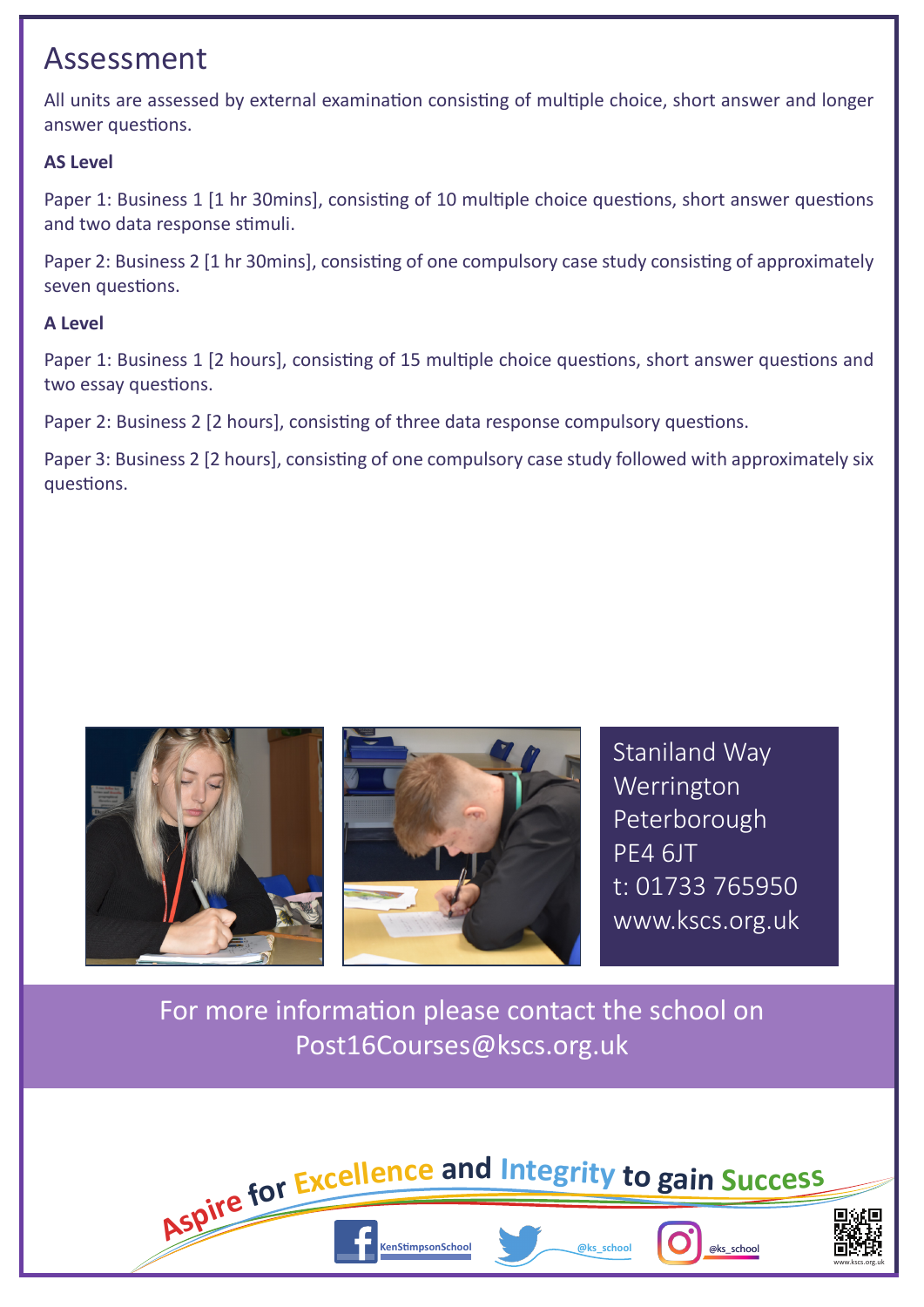# Assessment

All units are assessed by external examination consisting of multiple choice, short answer and longer answer questions.

**AS Level**

Paper 1: Business 1 [1 hr 30mins], consisting of 10 multiple choice questions, short answer questions and two data response stimuli.

Paper 2: Business 2 [1 hr 30mins], consisting of one compulsory case study consisting of approximately seven questions.

**A Level**

Paper 1: Business 1 [2 hours], consisting of 15 multiple choice questions, short answer questions and two essay questions.

Paper 2: Business 2 [2 hours], consisting of three data response compulsory questions.

Paper 3: Business 2 [2 hours], consisting of one compulsory case study followed with approximately six questions.

Staniland Way
Werrington
Peterborough
PE4 6JT
t: 01733 765950
www.kscs.org.uk

For more information please contact the school on
Post16Courses@kscs.org.uk

Aspire for Excellence and Integrity to gain Success

KenStimpsonSchool

@ks_school

@ks_school

www.kscs.org.uk